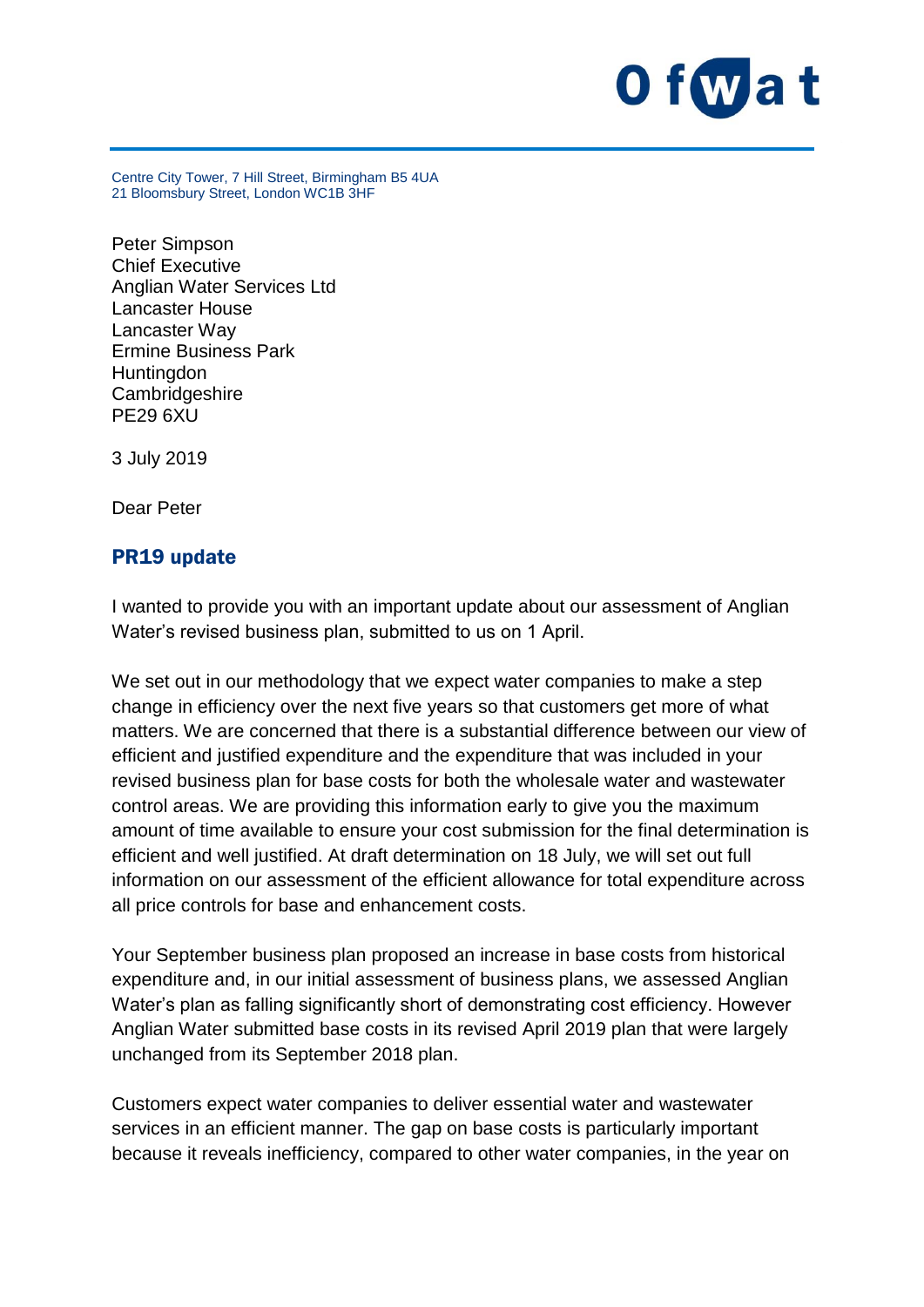Centre City Tower, 7 Hill Street, Birmingham B5 4UA
21 Bloomsbury Street, London WC1B 3HF

Peter Simpson
Chief Executive
Anglian Water Services Ltd
Lancaster House
Lancaster Way
Ermine Business Park
Huntingdon
Cambridgeshire
PE29 6XU

3 July 2019

Dear Peter

## PR19 update

I wanted to provide you with an important update about our assessment of Anglian Water's revised business plan, submitted to us on 1 April.

We set out in our methodology that we expect water companies to make a step change in efficiency over the next five years so that customers get more of what matters. We are concerned that there is a substantial difference between our view of efficient and justified expenditure and the expenditure that was included in your revised business plan for base costs for both the wholesale water and wastewater control areas. We are providing this information early to give you the maximum amount of time available to ensure your cost submission for the final determination is efficient and well justified. At draft determination on 18 July, we will set out full information on our assessment of the efficient allowance for total expenditure across all price controls for base and enhancement costs.

Your September business plan proposed an increase in base costs from historical expenditure and, in our initial assessment of business plans, we assessed Anglian Water's plan as falling significantly short of demonstrating cost efficiency. However Anglian Water submitted base costs in its revised April 2019 plan that were largely unchanged from its September 2018 plan.

Customers expect water companies to deliver essential water and wastewater services in an efficient manner. The gap on base costs is particularly important because it reveals inefficiency, compared to other water companies, in the year on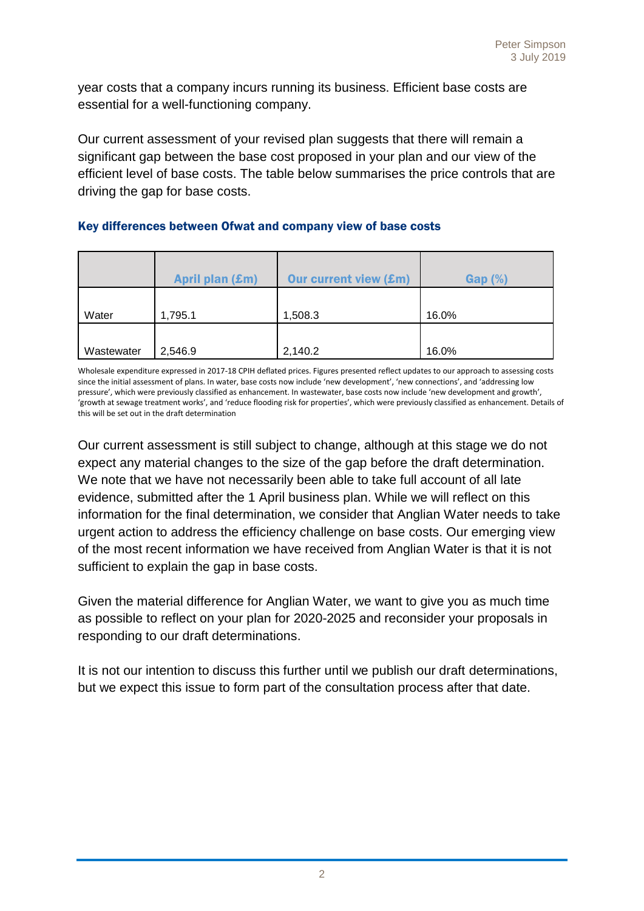year costs that a company incurs running its business. Efficient base costs are essential for a well-functioning company.

Our current assessment of your revised plan suggests that there will remain a significant gap between the base cost proposed in your plan and our view of the efficient level of base costs. The table below summarises the price controls that are driving the gap for base costs.

**Key differences between Ofwat and company view of base costs**

| | April plan (£m) | Our current view (£m) | Gap (%) |
|---|---|---|---|
| Water | 1,795.1 | 1,508.3 | 16.0% |
| Wastewater | 2,546.9 | 2,140.2 | 16.0% |

Wholesale expenditure expressed in 2017-18 CPIH deflated prices. Figures presented reflect updates to our approach to assessing costs since the initial assessment of plans. In water, base costs now include 'new development', 'new connections', and 'addressing low pressure', which were previously classified as enhancement. In wastewater, base costs now include 'new development and growth', 'growth at sewage treatment works', and 'reduce flooding risk for properties', which were previously classified as enhancement. Details of this will be set out in the draft determination

Our current assessment is still subject to change, although at this stage we do not expect any material changes to the size of the gap before the draft determination. We note that we have not necessarily been able to take full account of all late evidence, submitted after the 1 April business plan. While we will reflect on this information for the final determination, we consider that Anglian Water needs to take urgent action to address the efficiency challenge on base costs. Our emerging view of the most recent information we have received from Anglian Water is that it is not sufficient to explain the gap in base costs.

Given the material difference for Anglian Water, we want to give you as much time as possible to reflect on your plan for 2020-2025 and reconsider your proposals in responding to our draft determinations.

It is not our intention to discuss this further until we publish our draft determinations, but we expect this issue to form part of the consultation process after that date.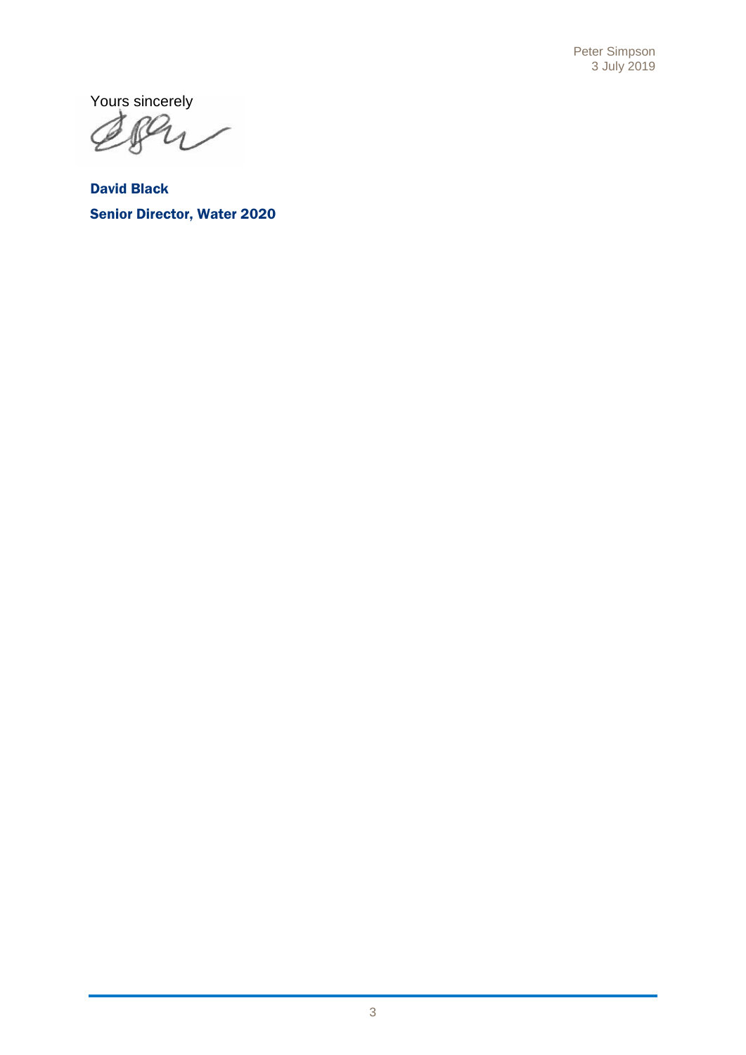Yours sincerely

**David Black**

**Senior Director, Water 2020**